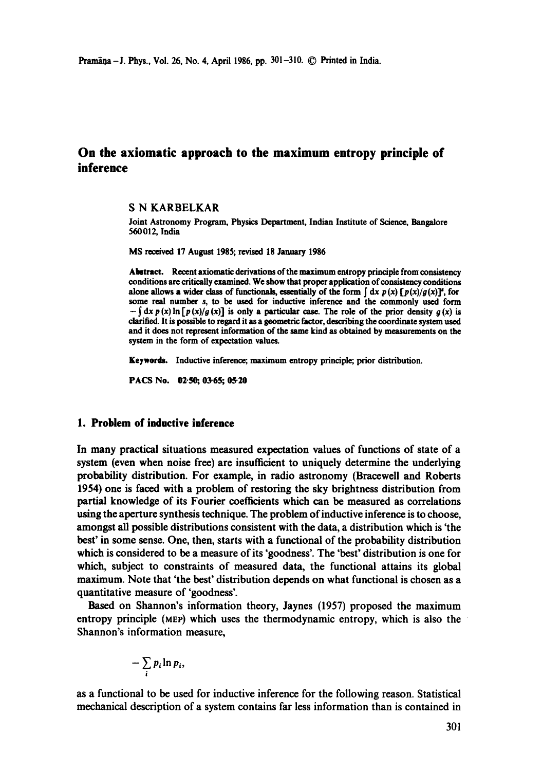# On the axiomatic approach to the maximum entropy principle of inference

S N KARBELKAR

Joint Astronomy Program, Physics Department, Indian Institute of Science, Bangalore 560 012, India

MS received 17 August 1985; revised 18 January 1986

**Abstract.** Recent axiomatic derivations of the maximum entropy principle from consistency conditions are critically examined. We show that proper application of consistency conditions alone allows a wider class of functionals, essentially of the form $\int dx\, p(x)\,[p(x)/g(x)]^s$, for some real number $s$, to be used for inductive inference and the commonly used form $-\int dx\, p(x) \ln [p(x)/g(x)]$ is only a particular case. The role of the prior density $g(x)$ is clarified. It is possible to regard it as a geometric factor, describing the coordinate system used and it does not represent information of the same kind as obtained by measurements on the system in the form of expectation values.

**Keywords.** Inductive inference; maximum entropy principle; prior distribution.

**PACS No.** 02·50; 03·65; 05·20

## 1. Problem of inductive inference

In many practical situations measured expectation values of functions of state of a system (even when noise free) are insufficient to uniquely determine the underlying probability distribution. For example, in radio astronomy (Bracewell and Roberts 1954) one is faced with a problem of restoring the sky brightness distribution from partial knowledge of its Fourier coefficients which can be measured as correlations using the aperture synthesis technique. The problem of inductive inference is to choose, amongst all possible distributions consistent with the data, a distribution which is 'the best' in some sense. One, then, starts with a functional of the probability distribution which is considered to be a measure of its 'goodness'. The 'best' distribution is one for which, subject to constraints of measured data, the functional attains its global maximum. Note that 'the best' distribution depends on what functional is chosen as a quantitative measure of 'goodness'.

Based on Shannon's information theory, Jaynes (1957) proposed the maximum entropy principle (MEP) which uses the thermodynamic entropy, which is also the Shannon's information measure,

$$-\sum_i p_i \ln p_i,$$

as a functional to be used for inductive inference for the following reason. Statistical mechanical description of a system contains far less information than is contained in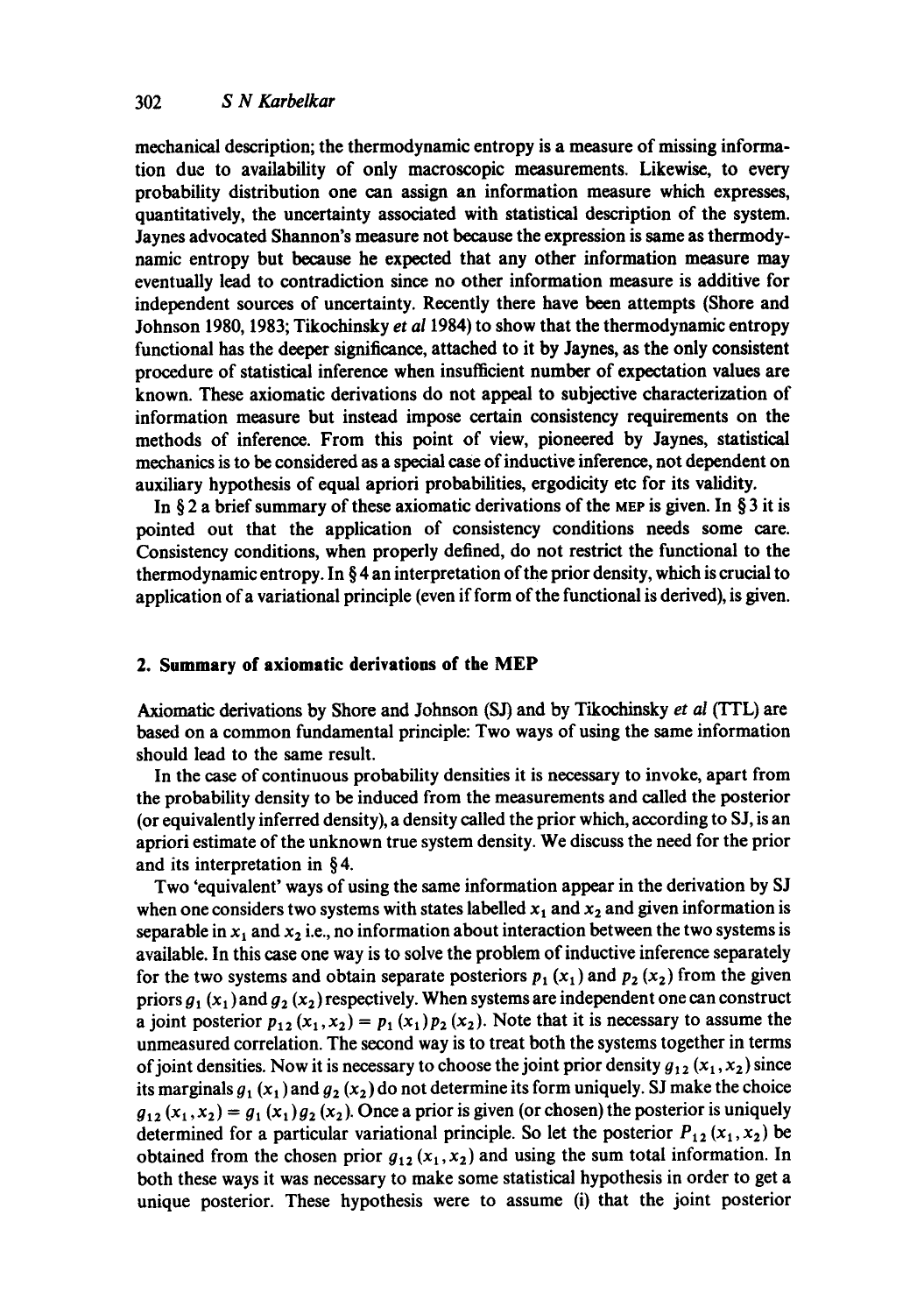mechanical description; the thermodynamic entropy is a measure of missing information due to availability of only macroscopic measurements. Likewise, to every probability distribution one can assign an information measure which expresses, quantitatively, the uncertainty associated with statistical description of the system. Jaynes advocated Shannon's measure not because the expression is same as thermodynamic entropy but because he expected that any other information measure may eventually lead to contradiction since no other information measure is additive for independent sources of uncertainty. Recently there have been attempts (Shore and Johnson 1980, 1983; Tikochinsky *et al* 1984) to show that the thermodynamic entropy functional has the deeper significance, attached to it by Jaynes, as the only consistent procedure of statistical inference when insufficient number of expectation values are known. These axiomatic derivations do not appeal to subjective characterization of information measure but instead impose certain consistency requirements on the methods of inference. From this point of view, pioneered by Jaynes, statistical mechanics is to be considered as a special case of inductive inference, not dependent on auxiliary hypothesis of equal apriori probabilities, ergodicity etc for its validity.

In § 2 a brief summary of these axiomatic derivations of the MEP is given. In § 3 it is pointed out that the application of consistency conditions needs some care. Consistency conditions, when properly defined, do not restrict the functional to the thermodynamic entropy. In § 4 an interpretation of the prior density, which is crucial to application of a variational principle (even if form of the functional is derived), is given.

## 2. Summary of axiomatic derivations of the MEP

Axiomatic derivations by Shore and Johnson (SJ) and by Tikochinsky *et al* (TTL) are based on a common fundamental principle: Two ways of using the same information should lead to the same result.

In the case of continuous probability densities it is necessary to invoke, apart from the probability density to be induced from the measurements and called the posterior (or equivalently inferred density), a density called the prior which, according to SJ, is an apriori estimate of the unknown true system density. We discuss the need for the prior and its interpretation in § 4.

Two 'equivalent' ways of using the same information appear in the derivation by SJ when one considers two systems with states labelled $x_1$ and $x_2$ and given information is separable in $x_1$ and $x_2$ i.e., no information about interaction between the two systems is available. In this case one way is to solve the problem of inductive inference separately for the two systems and obtain separate posteriors $p_1(x_1)$ and $p_2(x_2)$ from the given priors $g_1(x_1)$ and $g_2(x_2)$ respectively. When systems are independent one can construct a joint posterior $p_{12}(x_1, x_2) = p_1(x_1)p_2(x_2)$. Note that it is necessary to assume the unmeasured correlation. The second way is to treat both the systems together in terms of joint densities. Now it is necessary to choose the joint prior density $g_{12}(x_1, x_2)$ since its marginals $g_1(x_1)$ and $g_2(x_2)$ do not determine its form uniquely. SJ make the choice $g_{12}(x_1, x_2) = g_1(x_1)g_2(x_2)$. Once a prior is given (or chosen) the posterior is uniquely determined for a particular variational principle. So let the posterior $P_{12}(x_1, x_2)$ be obtained from the chosen prior $g_{12}(x_1, x_2)$ and using the sum total information. In both these ways it was necessary to make some statistical hypothesis in order to get a unique posterior. These hypothesis were to assume (i) that the joint posterior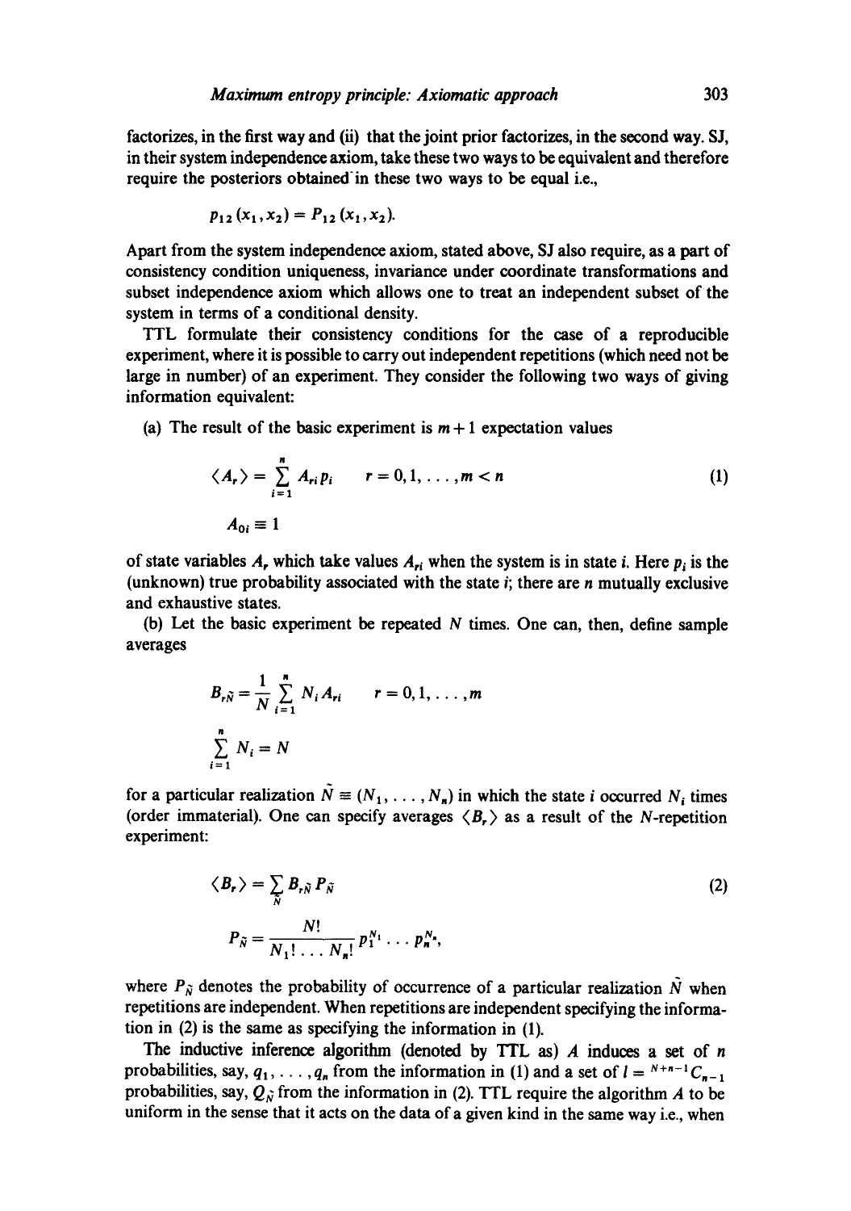factorizes, in the first way and (ii) that the joint prior factorizes, in the second way. SJ, in their system independence axiom, take these two ways to be equivalent and therefore require the posteriors obtained in these two ways to be equal i.e.,

$$p_{12}(x_1, x_2) = P_{12}(x_1, x_2).$$

Apart from the system independence axiom, stated above, SJ also require, as a part of consistency condition uniqueness, invariance under coordinate transformations and subset independence axiom which allows one to treat an independent subset of the system in terms of a conditional density.

TTL formulate their consistency conditions for the case of a reproducible experiment, where it is possible to carry out independent repetitions (which need not be large in number) of an experiment. They consider the following two ways of giving information equivalent:

(a) The result of the basic experiment is $m+1$ expectation values

$$\langle A_r \rangle = \sum_{i=1}^{n} A_{ri} p_i \qquad r = 0, 1, \ldots, m < n \tag{1}$$

$$A_{0i} \equiv 1$$

of state variables $A_r$ which take values $A_{ri}$ when the system is in state $i$. Here $p_i$ is the (unknown) true probability associated with the state $i$; there are $n$ mutually exclusive and exhaustive states.

(b) Let the basic experiment be repeated $N$ times. One can, then, define sample averages

$$B_{r\tilde{N}} = \frac{1}{N} \sum_{i=1}^{n} N_i A_{ri} \qquad r = 0, 1, \ldots, m$$

$$\sum_{i=1}^{n} N_i = N$$

for a particular realization $\tilde{N} \equiv (N_1, \ldots, N_n)$ in which the state $i$ occurred $N_i$ times (order immaterial). One can specify averages $\langle B_r \rangle$ as a result of the $N$-repetition experiment:

$$\langle B_r \rangle = \sum_{\tilde{N}} B_{r\tilde{N}} P_{\tilde{N}} \tag{2}$$

$$P_{\tilde{N}} = \frac{N!}{N_1! \ldots N_n!} p_1^{N_1} \ldots p_n^{N_n},$$

where $P_{\tilde{N}}$ denotes the probability of occurrence of a particular realization $\tilde{N}$ when repetitions are independent. When repetitions are independent specifying the information in (2) is the same as specifying the information in (1).

The inductive inference algorithm (denoted by TTL as) $A$ induces a set of $n$ probabilities, say, $q_1, \ldots, q_n$ from the information in (1) and a set of $l = {}^{N+n-1}C_{n-1}$ probabilities, say, $Q_{\tilde{N}}$ from the information in (2). TTL require the algorithm $A$ to be uniform in the sense that it acts on the data of a given kind in the same way i.e., when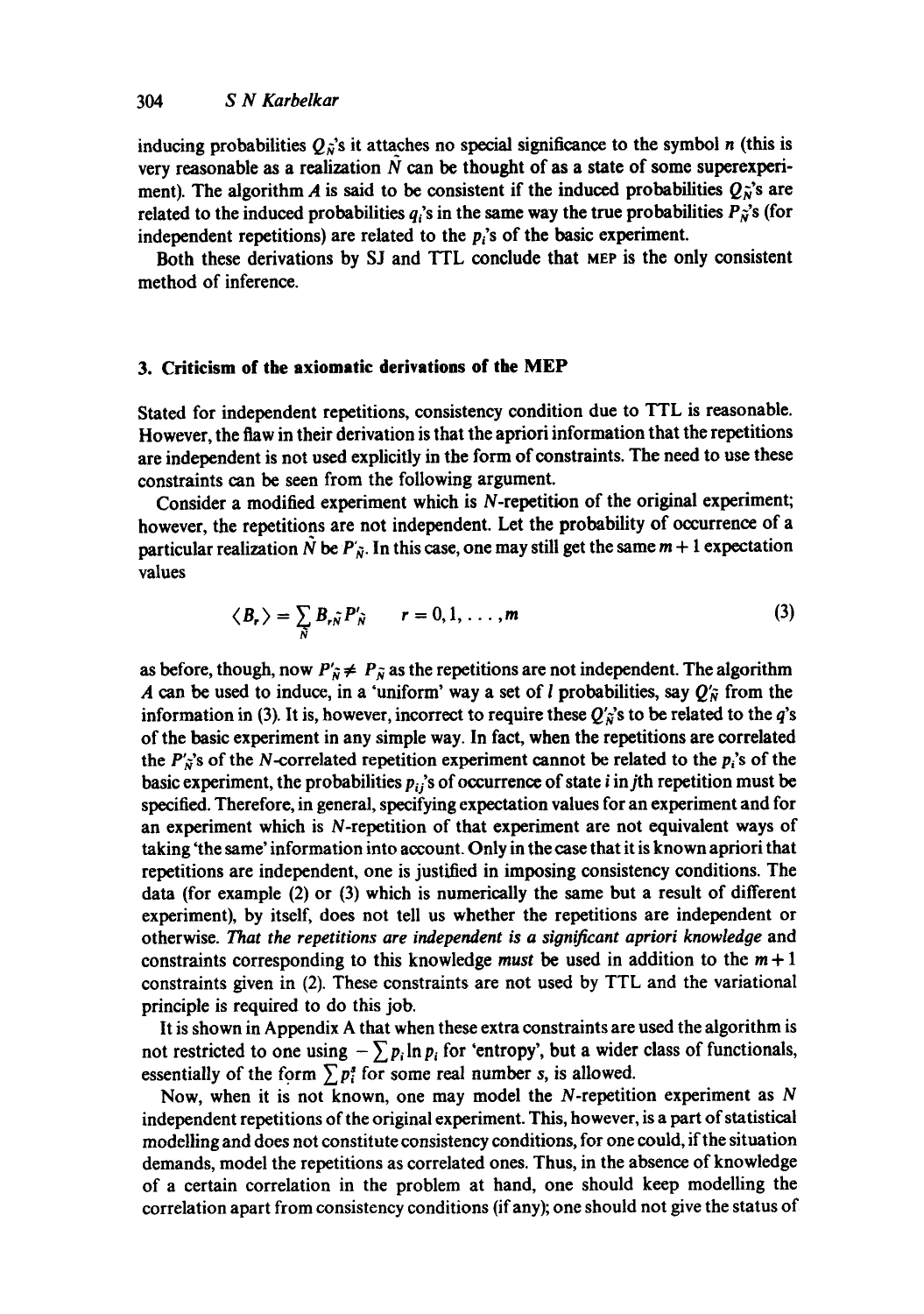inducing probabilities $Q_{\tilde{N}}$'s it attaches no special significance to the symbol $n$ (this is very reasonable as a realization $\tilde{N}$ can be thought of as a state of some superexperiment). The algorithm $A$ is said to be consistent if the induced probabilities $Q_{\tilde{N}}$'s are related to the induced probabilities $q_i$'s in the same way the true probabilities $P_{\tilde{N}}$'s (for independent repetitions) are related to the $p_i$'s of the basic experiment.

Both these derivations by SJ and TTL conclude that MEP is the only consistent method of inference.

## 3. Criticism of the axiomatic derivations of the MEP

Stated for independent repetitions, consistency condition due to TTL is reasonable. However, the flaw in their derivation is that the apriori information that the repetitions are independent is not used explicitly in the form of constraints. The need to use these constraints can be seen from the following argument.

Consider a modified experiment which is $N$-repetition of the original experiment; however, the repetitions are not independent. Let the probability of occurrence of a particular realization $\tilde{N}$ be $P'_{\tilde{N}}$. In this case, one may still get the same $m+1$ expectation values

$$\langle B_r \rangle = \sum_{\tilde{N}} B_{r\tilde{N}} P'_{\tilde{N}} \qquad r = 0, 1, \ldots, m \tag{3}$$

as before, though, now $P'_{\tilde{N}} \neq P_{\tilde{N}}$ as the repetitions are not independent. The algorithm $A$ can be used to induce, in a 'uniform' way a set of $l$ probabilities, say $Q'_{\tilde{N}}$ from the information in (3). It is, however, incorrect to require these $Q'_{\tilde{N}}$'s to be related to the $q$'s of the basic experiment in any simple way. In fact, when the repetitions are correlated the $P'_{\tilde{N}}$'s of the $N$-correlated repetition experiment cannot be related to the $p_i$'s of the basic experiment, the probabilities $p_{ij}$'s of occurrence of state $i$ in $j$th repetition must be specified. Therefore, in general, specifying expectation values for an experiment and for an experiment which is $N$-repetition of that experiment are not equivalent ways of taking 'the same' information into account. Only in the case that it is known apriori that repetitions are independent, one is justified in imposing consistency conditions. The data (for example (2) or (3) which is numerically the same but a result of different experiment), by itself, does not tell us whether the repetitions are independent or otherwise. *That the repetitions are independent is a significant apriori knowledge* and constraints corresponding to this knowledge *must* be used in addition to the $m+1$ constraints given in (2). These constraints are not used by TTL and the variational principle is required to do this job.

It is shown in Appendix A that when these extra constraints are used the algorithm is not restricted to one using $-\sum p_i \ln p_i$ for 'entropy', but a wider class of functionals, essentially of the form $\sum p_i^s$ for some real number $s$, is allowed.

Now, when it is not known, one may model the $N$-repetition experiment as $N$ independent repetitions of the original experiment. This, however, is a part of statistical modelling and does not constitute consistency conditions, for one could, if the situation demands, model the repetitions as correlated ones. Thus, in the absence of knowledge of a certain correlation in the problem at hand, one should keep modelling the correlation apart from consistency conditions (if any); one should not give the status of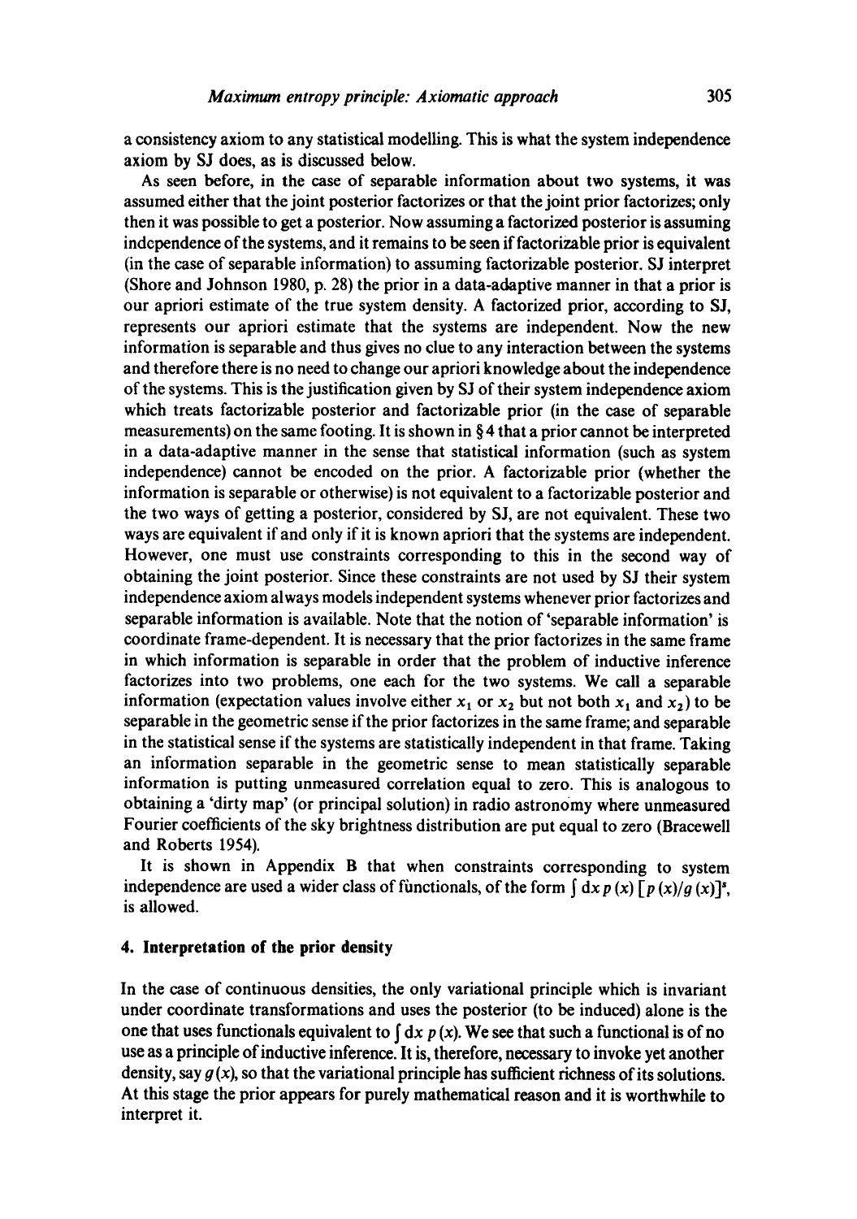a consistency axiom to any statistical modelling. This is what the system independence axiom by SJ does, as is discussed below.

As seen before, in the case of separable information about two systems, it was assumed either that the joint posterior factorizes or that the joint prior factorizes; only then it was possible to get a posterior. Now assuming a factorized posterior is assuming independence of the systems, and it remains to be seen if factorizable prior is equivalent (in the case of separable information) to assuming factorizable posterior. SJ interpret (Shore and Johnson 1980, p. 28) the prior in a data-adaptive manner in that a prior is our apriori estimate of the true system density. A factorized prior, according to SJ, represents our apriori estimate that the systems are independent. Now the new information is separable and thus gives no clue to any interaction between the systems and therefore there is no need to change our apriori knowledge about the independence of the systems. This is the justification given by SJ of their system independence axiom which treats factorizable posterior and factorizable prior (in the case of separable measurements) on the same footing. It is shown in § 4 that a prior cannot be interpreted in a data-adaptive manner in the sense that statistical information (such as system independence) cannot be encoded on the prior. A factorizable prior (whether the information is separable or otherwise) is not equivalent to a factorizable posterior and the two ways of getting a posterior, considered by SJ, are not equivalent. These two ways are equivalent if and only if it is known apriori that the systems are independent. However, one must use constraints corresponding to this in the second way of obtaining the joint posterior. Since these constraints are not used by SJ their system independence axiom always models independent systems whenever prior factorizes and separable information is available. Note that the notion of 'separable information' is coordinate frame-dependent. It is necessary that the prior factorizes in the same frame in which information is separable in order that the problem of inductive inference factorizes into two problems, one each for the two systems. We call a separable information (expectation values involve either $x_1$ or $x_2$ but not both $x_1$ and $x_2$) to be separable in the geometric sense if the prior factorizes in the same frame; and separable in the statistical sense if the systems are statistically independent in that frame. Taking an information separable in the geometric sense to mean statistically separable information is putting unmeasured correlation equal to zero. This is analogous to obtaining a 'dirty map' (or principal solution) in radio astronomy where unmeasured Fourier coefficients of the sky brightness distribution are put equal to zero (Bracewell and Roberts 1954).

It is shown in Appendix B that when constraints corresponding to system independence are used a wider class of functionals, of the form $\int dx\, p(x) [p(x)/g(x)]^s$, is allowed.

### 4. Interpretation of the prior density

In the case of continuous densities, the only variational principle which is invariant under coordinate transformations and uses the posterior (to be induced) alone is the one that uses functionals equivalent to $\int dx\, p(x)$. We see that such a functional is of no use as a principle of inductive inference. It is, therefore, necessary to invoke yet another density, say $g(x)$, so that the variational principle has sufficient richness of its solutions. At this stage the prior appears for purely mathematical reason and it is worthwhile to interpret it.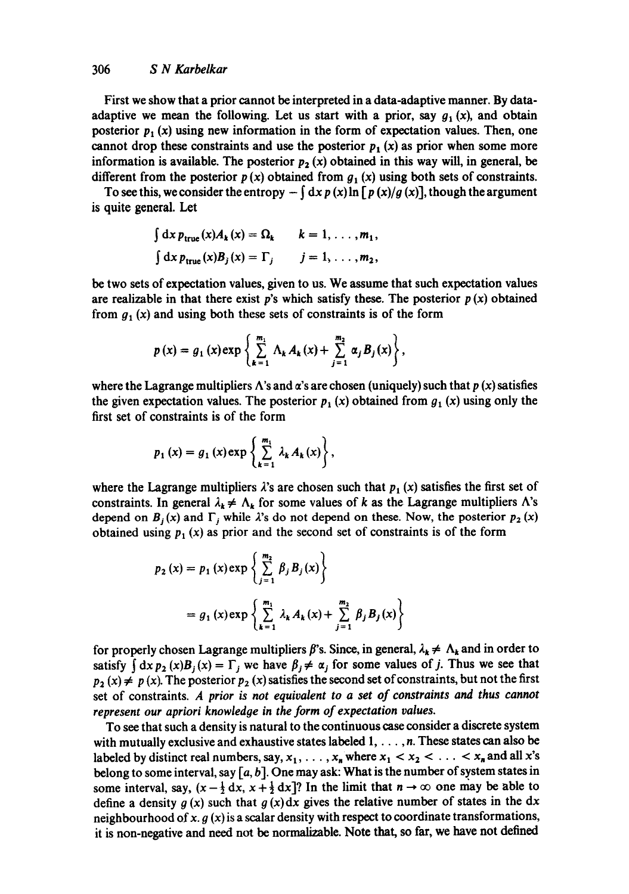First we show that a prior cannot be interpreted in a data-adaptive manner. By data-adaptive we mean the following. Let us start with a prior, say $g_1(x)$, and obtain posterior $p_1(x)$ using new information in the form of expectation values. Then, one cannot drop these constraints and use the posterior $p_1(x)$ as prior when some more information is available. The posterior $p_2(x)$ obtained in this way will, in general, be different from the posterior $p(x)$ obtained from $g_1(x)$ using both sets of constraints.

To see this, we consider the entropy $-\int dx\, p(x) \ln [p(x)/g(x)]$, though the argument is quite general. Let

$$\int dx\, p_{\text{true}}(x) A_k(x) = \Omega_k \qquad k = 1, \ldots, m_1,$$

$$\int dx\, p_{\text{true}}(x) B_j(x) = \Gamma_j \qquad j = 1, \ldots, m_2,$$

be two sets of expectation values, given to us. We assume that such expectation values are realizable in that there exist $p$'s which satisfy these. The posterior $p(x)$ obtained from $g_1(x)$ and using both these sets of constraints is of the form

$$p(x) = g_1(x) \exp\left\{ \sum_{k=1}^{m_1} \Lambda_k A_k(x) + \sum_{j=1}^{m_2} \alpha_j B_j(x) \right\},$$

where the Lagrange multipliers $\Lambda$'s and $\alpha$'s are chosen (uniquely) such that $p(x)$ satisfies the given expectation values. The posterior $p_1(x)$ obtained from $g_1(x)$ using only the first set of constraints is of the form

$$p_1(x) = g_1(x) \exp\left\{ \sum_{k=1}^{m_1} \lambda_k A_k(x) \right\},$$

where the Lagrange multipliers $\lambda$'s are chosen such that $p_1(x)$ satisfies the first set of constraints. In general $\lambda_k \neq \Lambda_k$ for some values of $k$ as the Lagrange multipliers $\Lambda$'s depend on $B_j(x)$ and $\Gamma_j$ while $\lambda$'s do not depend on these. Now, the posterior $p_2(x)$ obtained using $p_1(x)$ as prior and the second set of constraints is of the form

$$p_2(x) = p_1(x) \exp\left\{ \sum_{j=1}^{m_2} \beta_j B_j(x) \right\}$$

$$= g_1(x) \exp\left\{ \sum_{k=1}^{m_1} \lambda_k A_k(x) + \sum_{j=1}^{m_2} \beta_j B_j(x) \right\}$$

for properly chosen Lagrange multipliers $\beta$'s. Since, in general, $\lambda_k \neq \Lambda_k$ and in order to satisfy $\int dx\, p_2(x) B_j(x) = \Gamma_j$ we have $\beta_j \neq \alpha_j$ for some values of $j$. Thus we see that $p_2(x) \neq p(x)$. The posterior $p_2(x)$ satisfies the second set of constraints, but not the first set of constraints. *A prior is not equivalent to a set of constraints and thus cannot represent our apriori knowledge in the form of expectation values.*

To see that such a density is natural to the continuous case consider a discrete system with mutually exclusive and exhaustive states labeled $1, \ldots, n$. These states can also be labeled by distinct real numbers, say, $x_1, \ldots, x_n$ where $x_1 < x_2 < \ldots < x_n$ and all $x$'s belong to some interval, say $[a, b]$. One may ask: What is the number of system states in some interval, say, $(x - \frac{1}{2}dx, x + \frac{1}{2}dx]$? In the limit that $n \to \infty$ one may be able to define a density $g(x)$ such that $g(x)dx$ gives the relative number of states in the $dx$ neighbourhood of $x$. $g(x)$ is a scalar density with respect to coordinate transformations, it is non-negative and need not be normalizable. Note that, so far, we have not defined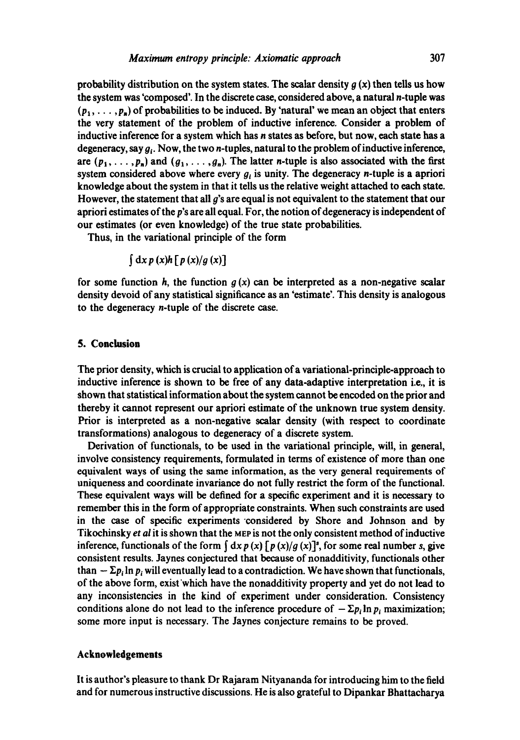probability distribution on the system states. The scalar density $g(x)$ then tells us how the system was 'composed'. In the discrete case, considered above, a natural $n$-tuple was $(p_1, \ldots, p_n)$ of probabilities to be induced. By 'natural' we mean an object that enters the very statement of the problem of inductive inference. Consider a problem of inductive inference for a system which has $n$ states as before, but now, each state has a degeneracy, say $g_i$. Now, the two $n$-tuples, natural to the problem of inductive inference, are $(p_1, \ldots, p_n)$ and $(g_1, \ldots, g_n)$. The latter $n$-tuple is also associated with the first system considered above where every $g_i$ is unity. The degeneracy $n$-tuple is a apriori knowledge about the system in that it tells us the relative weight attached to each state. However, the statement that all $g$'s are equal is not equivalent to the statement that our apriori estimates of the $p$'s are all equal. For, the notion of degeneracy is independent of our estimates (or even knowledge) of the true state probabilities.

Thus, in the variational principle of the form

$$\int \mathrm{d}x\, p(x) h[p(x)/g(x)]$$

for some function $h$, the function $g(x)$ can be interpreted as a non-negative scalar density devoid of any statistical significance as an 'estimate'. This density is analogous to the degeneracy $n$-tuple of the discrete case.

## 5. Conclusion

The prior density, which is crucial to application of a variational-principle-approach to inductive inference is shown to be free of any data-adaptive interpretation i.e., it is shown that statistical information about the system cannot be encoded on the prior and thereby it cannot represent our apriori estimate of the unknown true system density. Prior is interpreted as a non-negative scalar density (with respect to coordinate transformations) analogous to degeneracy of a discrete system.

Derivation of functionals, to be used in the variational principle, will, in general, involve consistency requirements, formulated in terms of existence of more than one equivalent ways of using the same information, as the very general requirements of uniqueness and coordinate invariance do not fully restrict the form of the functional. These equivalent ways will be defined for a specific experiment and it is necessary to remember this in the form of appropriate constraints. When such constraints are used in the case of specific experiments considered by Shore and Johnson and by Tikochinsky *et al* it is shown that the MEP is not the only consistent method of inductive inference, functionals of the form $\int \mathrm{d}x\, p(x)[p(x)/g(x)]^s$, for some real number $s$, give consistent results. Jaynes conjectured that because of nonadditivity, functionals other than $-\Sigma p_i \ln p_i$ will eventually lead to a contradiction. We have shown that functionals, of the above form, exist which have the nonadditivity property and yet do not lead to any inconsistencies in the kind of experiment under consideration. Consistency conditions alone do not lead to the inference procedure of $-\Sigma p_i \ln p_i$ maximization; some more input is necessary. The Jaynes conjecture remains to be proved.

## Acknowledgements

It is author's pleasure to thank Dr Rajaram Nityananda for introducing him to the field and for numerous instructive discussions. He is also grateful to Dipankar Bhattacharya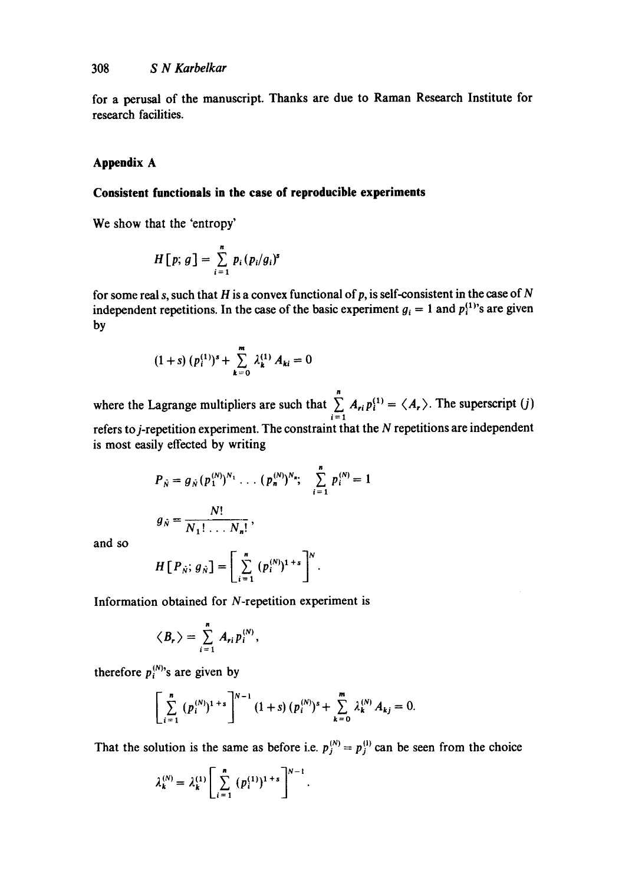for a perusal of the manuscript. Thanks are due to Raman Research Institute for research facilities.

## Appendix A

### Consistent functionals in the case of reproducible experiments

We show that the 'entropy'

$$H[p; g] = \sum_{i=1}^{n} p_i (p_i/g_i)^s$$

for some real $s$, such that $H$ is a convex functional of $p$, is self-consistent in the case of $N$ independent repetitions. In the case of the basic experiment $g_i = 1$ and $p_i^{(1)}$'s are given by

$$(1+s)(p_i^{(1)})^s + \sum_{k=0}^{m} \lambda_k^{(1)} A_{ki} = 0$$

where the Lagrange multipliers are such that $\sum_{i=1}^{n} A_{ri} p_i^{(1)} = \langle A_r \rangle$. The superscript $(j)$ refers to $j$-repetition experiment. The constraint that the $N$ repetitions are independent is most easily effected by writing

$$P_{\tilde{N}} = g_{\tilde{N}} (p_1^{(N)})^{N_1} \ldots (p_n^{(N)})^{N_n}; \quad \sum_{i=1}^{n} p_i^{(N)} = 1$$

$$g_{\tilde{N}} = \frac{N!}{N_1! \ldots N_n!},$$

and so

$$H[P_{\tilde{N}}; g_{\tilde{N}}] = \left[ \sum_{i=1}^{n} (p_i^{(N)})^{1+s} \right]^N.$$

Information obtained for $N$-repetition experiment is

$$\langle B_r \rangle = \sum_{i=1}^{n} A_{ri} p_i^{(N)},$$

therefore $p_i^{(N)}$'s are given by

$$\left[ \sum_{i=1}^{n} (p_i^{(N)})^{1+s} \right]^{N-1} (1+s)(p_i^{(N)})^s + \sum_{k=0}^{m} \lambda_k^{(N)} A_{kj} = 0.$$

That the solution is the same as before i.e. $p_j^{(N)} = p_j^{(1)}$ can be seen from the choice

$$\lambda_k^{(N)} = \lambda_k^{(1)} \left[ \sum_{i=1}^{n} (p_i^{(1)})^{1+s} \right]^{N-1}.$$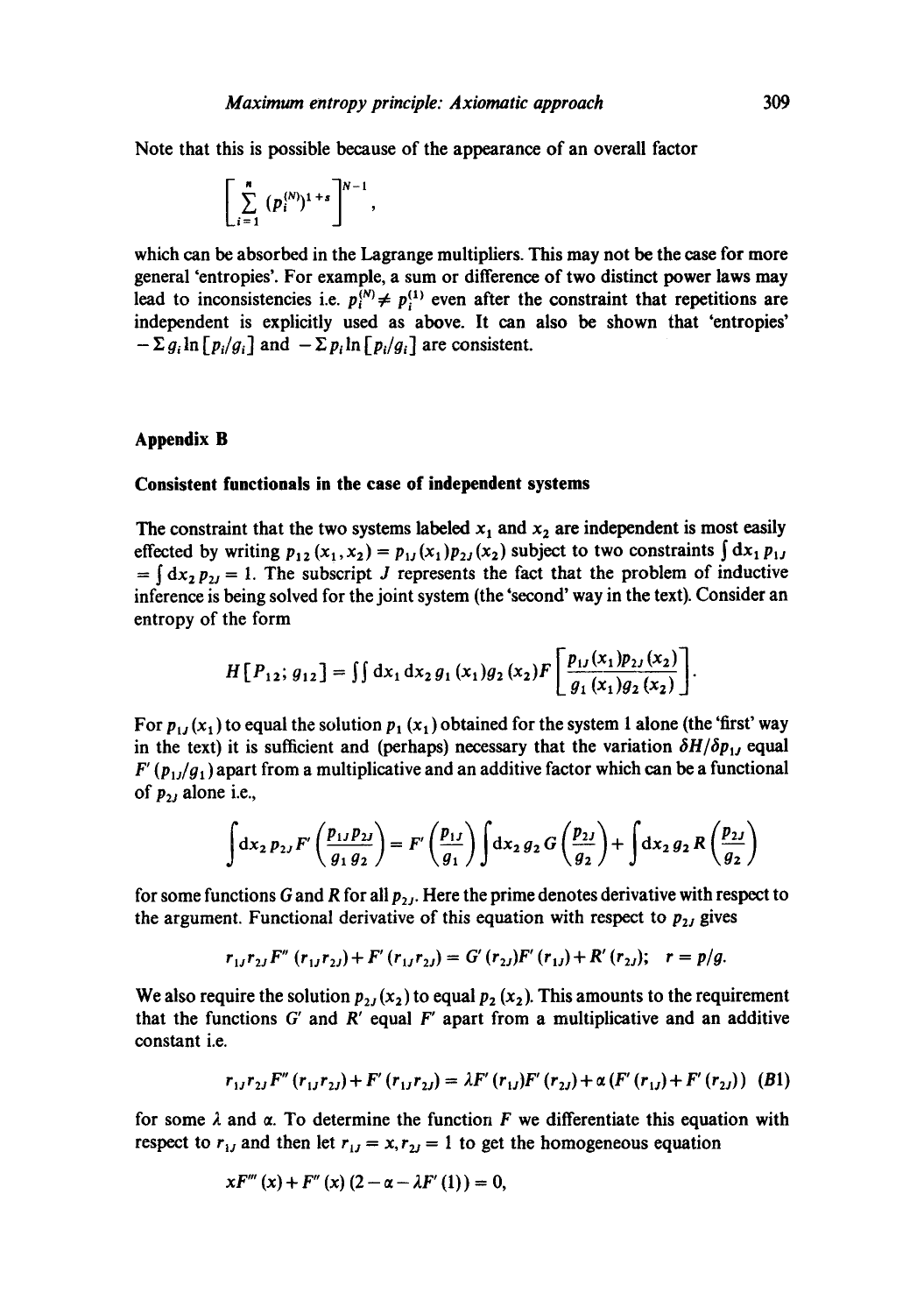Note that this is possible because of the appearance of an overall factor

$$\left[\sum_{i=1}^{n} (p_i^{(N)})^{1+s}\right]^{N-1},$$

which can be absorbed in the Lagrange multipliers. This may not be the case for more general 'entropies'. For example, a sum or difference of two distinct power laws may lead to inconsistencies i.e. $p_i^{(N)} \neq p_i^{(1)}$ even after the constraint that repetitions are independent is explicitly used as above. It can also be shown that 'entropies' $-\sum g_i \ln [p_i/g_i]$ and $-\sum p_i \ln [p_i/g_i]$ are consistent.

## Appendix B

### Consistent functionals in the case of independent systems

The constraint that the two systems labeled $x_1$ and $x_2$ are independent is most easily effected by writing $p_{12}(x_1, x_2) = p_{1J}(x_1) p_{2J}(x_2)$ subject to two constraints $\int \mathrm{d}x_1 \, p_{1J} = \int \mathrm{d}x_2 \, p_{2J} = 1$. The subscript $J$ represents the fact that the problem of inductive inference is being solved for the joint system (the 'second' way in the text). Consider an entropy of the form

$$H[P_{12}; g_{12}] = \iint \mathrm{d}x_1 \, \mathrm{d}x_2 \, g_1(x_1) g_2(x_2) F\left[\frac{p_{1J}(x_1) p_{2J}(x_2)}{g_1(x_1) g_2(x_2)}\right].$$

For $p_{1J}(x_1)$ to equal the solution $p_1(x_1)$ obtained for the system 1 alone (the 'first' way in the text) it is sufficient and (perhaps) necessary that the variation $\delta H / \delta p_{1J}$ equal $F'(p_{1J}/g_1)$ apart from a multiplicative and an additive factor which can be a functional of $p_{2J}$ alone i.e.,

$$\int \mathrm{d}x_2 \, p_{2J} F'\left(\frac{p_{1J} p_{2J}}{g_1 g_2}\right) = F'\left(\frac{p_{1J}}{g_1}\right) \int \mathrm{d}x_2 \, g_2 \, G\left(\frac{p_{2J}}{g_2}\right) + \int \mathrm{d}x_2 \, g_2 \, R\left(\frac{p_{2J}}{g_2}\right)$$

for some functions $G$ and $R$ for all $p_{2J}$. Here the prime denotes derivative with respect to the argument. Functional derivative of this equation with respect to $p_{2J}$ gives

$$r_{1J} r_{2J} F''(r_{1J} r_{2J}) + F'(r_{1J} r_{2J}) = G'(r_{2J}) F'(r_{1J}) + R'(r_{2J}); \quad r = p/g.$$

We also require the solution $p_{2J}(x_2)$ to equal $p_2(x_2)$. This amounts to the requirement that the functions $G'$ and $R'$ equal $F'$ apart from a multiplicative and an additive constant i.e.

$$r_{1J} r_{2J} F''(r_{1J} r_{2J}) + F'(r_{1J} r_{2J}) = \lambda F'(r_{1J}) F'(r_{2J}) + \alpha (F'(r_{1J}) + F'(r_{2J})) \quad (B1)$$

for some $\lambda$ and $\alpha$. To determine the function $F$ we differentiate this equation with respect to $r_{1J}$ and then let $r_{1J} = x, r_{2J} = 1$ to get the homogeneous equation

$$x F'''(x) + F''(x)(2 - \alpha - \lambda F'(1)) = 0,$$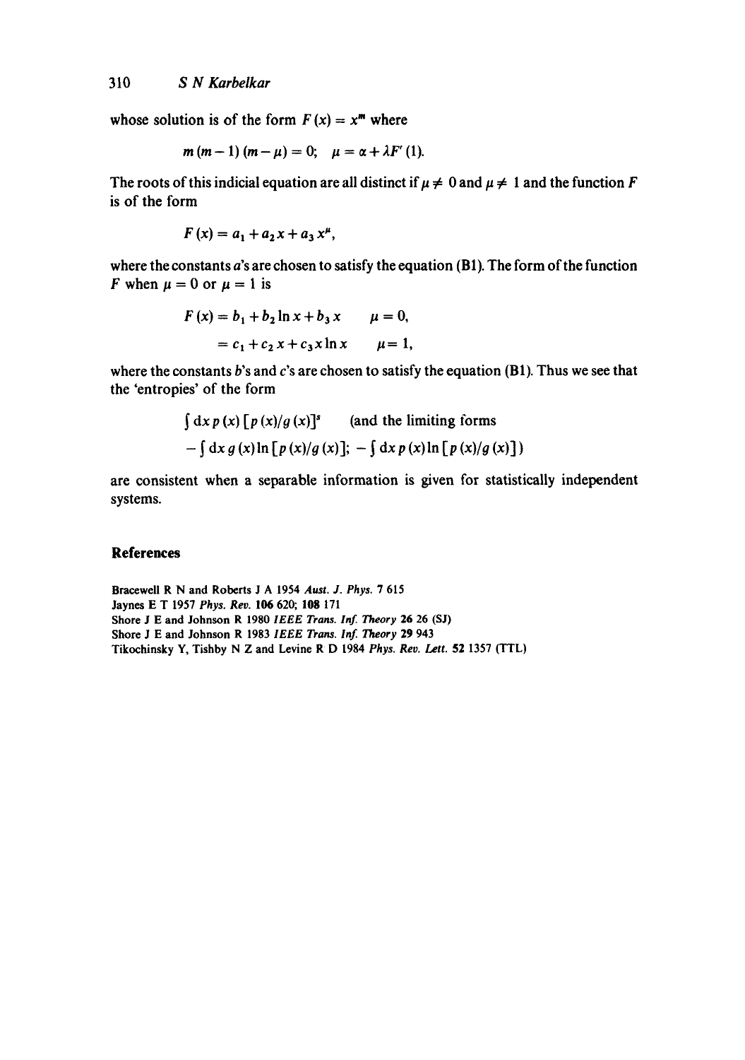whose solution is of the form $F(x) = x^m$ where

$$m(m-1)(m-\mu) = 0; \quad \mu = \alpha + \lambda F'(1).$$

The roots of this indicial equation are all distinct if $\mu \neq 0$ and $\mu \neq 1$ and the function $F$ is of the form

$$F(x) = a_1 + a_2 x + a_3 x^{\mu},$$

where the constants $a$'s are chosen to satisfy the equation (B1). The form of the function $F$ when $\mu = 0$ or $\mu = 1$ is

$$F(x) = b_1 + b_2 \ln x + b_3 x \qquad \mu = 0,$$

$$= c_1 + c_2 x + c_3 x \ln x \qquad \mu = 1,$$

where the constants $b$'s and $c$'s are chosen to satisfy the equation (B1). Thus we see that the 'entropies' of the form

$$\int \mathrm{d}x\, p(x)\,[p(x)/g(x)]^s \qquad \text{(and the limiting forms}$$
$$-\int \mathrm{d}x\, g(x) \ln [p(x)/g(x)]; \; -\int \mathrm{d}x\, p(x) \ln [p(x)/g(x)])$$

are consistent when a separable information is given for statistically independent systems.

## References

Bracewell R N and Roberts J A 1954 *Aust. J. Phys.* **7** 615

Jaynes E T 1957 *Phys. Rev.* **106** 620; **108** 171

Shore J E and Johnson R 1980 *IEEE Trans. Inf. Theory* **26** 26 (SJ)

Shore J E and Johnson R 1983 *IEEE Trans. Inf. Theory* **29** 943

Tikochinsky Y, Tishby N Z and Levine R D 1984 *Phys. Rev. Lett.* **52** 1357 (TTL)